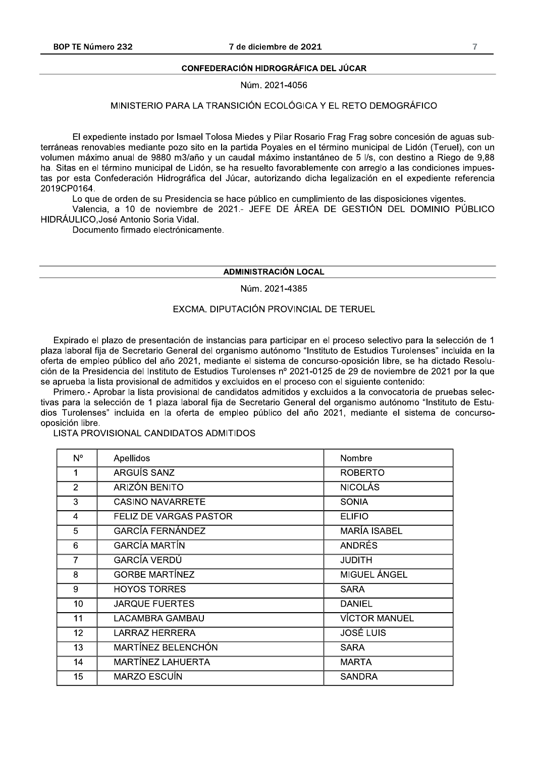## CONFEDERACIÓN HIDROGRÁFICA DEL JÚCAR

Núm. 2021-4056

### MINISTERIO PARA LA TRANSICIÓN ECOLÓGICA Y EL RETO DEMOGRÁFICO

El expediente instado por Ismael Tolosa Miedes y Pilar Rosario Frag Frag sobre concesión de aguas subterráneas renovables mediante pozo sito en la partida Poyales en el término municipal de Lidón (Teruel), con un volumen máximo anual de 9880 m3/año y un caudal máximo instantáneo de 5 l/s, con destino a Riego de 9,88 ha. Sitas en el término municipal de Lidón, se ha resuelto favorablemente con arreglo a las condiciones impuestas por esta Confederación Hidrográfica del Júcar, autorizando dicha legalización en el expediente referencia 2019CP0164.

Lo que de orden de su Presidencia se hace público en cumplimiento de las disposiciones vigentes.

Valencia, a 10 de noviembre de 2021.- JEFE DE ÁREA DE GESTIÓN DEL DOMINIO PÚBLICO HIDRÁULICO,José Antonio Soria Vidal.

Documento firmado electrónicamente.

## ADMINISTRACIÓN LOCAL

Núm. 2021-4385

### EXCMA. DIPUTACIÓN PROVINCIAL DE TERUEL

Expirado el plazo de presentación de instancias para participar en el proceso selectivo para la selección de 1 plaza laboral fija de Secretario General del organismo autónomo "Instituto de Estudios Turolenses" incluida en la oferta de empleo público del año 2021, mediante el sistema de concurso-oposición libre, se ha dictado Resolución de la Presidencia del Instituto de Estudios Turolenses nº 2021-0125 de 29 de noviembre de 2021 por la que se aprueba la lista provisional de admitidos y excluidos en el proceso con el siguiente contenido:

Primero.- Aprobar la lista provisional de candidatos admitidos y excluidos a la convocatoria de pruebas selectivas para la selección de 1 plaza laboral fija de Secretario General del organismo autónomo "Instituto de Estudios Turolenses" incluida en la oferta de empleo público del año 2021, mediante el sistema de concurso-oposición libre.

LISTA PROVISIONAL CANDIDATOS ADMITIDOS

| Nº | Apellidos | Nombre |
|---|---|---|
| 1 | ARGUÍS SANZ | ROBERTO |
| 2 | ARIZÓN BENITO | NICOLÁS |
| 3 | CASINO NAVARRETE | SONIA |
| 4 | FELIZ DE VARGAS PASTOR | ELIFIO |
| 5 | GARCÍA FERNÁNDEZ | MARÍA ISABEL |
| 6 | GARCÍA MARTÍN | ANDRÉS |
| 7 | GARCÍA VERDÚ | JUDITH |
| 8 | GORBE MARTÍNEZ | MIGUEL ÁNGEL |
| 9 | HOYOS TORRES | SARA |
| 10 | JARQUE FUERTES | DANIEL |
| 11 | LACAMBRA GAMBAU | VÍCTOR MANUEL |
| 12 | LARRAZ HERRERA | JOSÉ LUIS |
| 13 | MARTÍNEZ BELENCHÓN | SARA |
| 14 | MARTÍNEZ LAHUERTA | MARTA |
| 15 | MARZO ESCUÍN | SANDRA |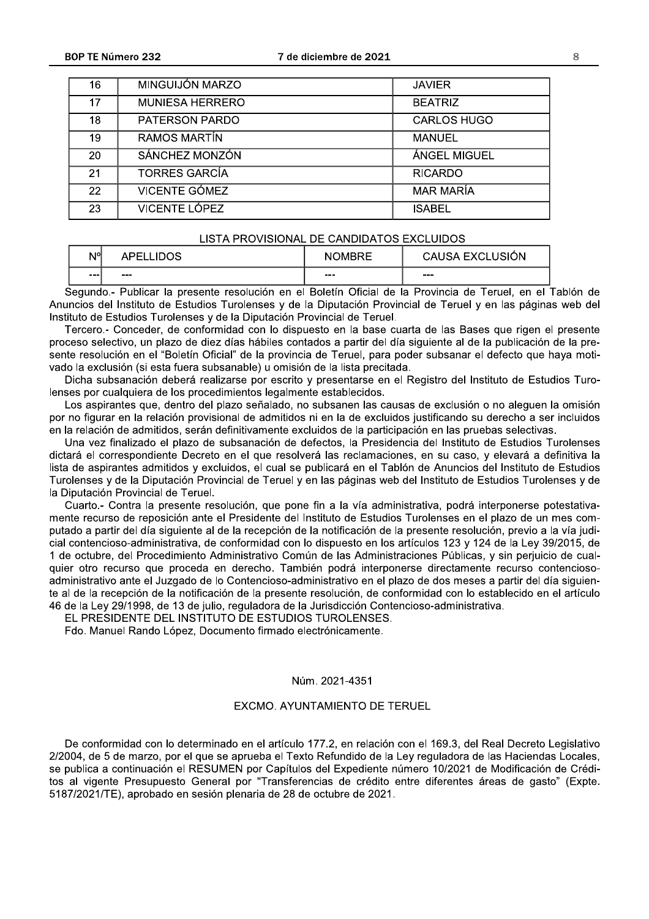| | | |
|---|---|---|
| 16 | MINGUIJÓN MARZO | JAVIER |
| 17 | MUNIESA HERRERO | BEATRIZ |
| 18 | PATERSON PARDO | CARLOS HUGO |
| 19 | RAMOS MARTÍN | MANUEL |
| 20 | SÁNCHEZ MONZÓN | ÁNGEL MIGUEL |
| 21 | TORRES GARCÍA | RICARDO |
| 22 | VICENTE GÓMEZ | MAR MARÍA |
| 23 | VICENTE LÓPEZ | ISABEL |

LISTA PROVISIONAL DE CANDIDATOS EXCLUIDOS

| Nº | APELLIDOS | NOMBRE | CAUSA EXCLUSIÓN |
|---|---|---|---|
| --- | --- | --- | --- |

Segundo.- Publicar la presente resolución en el Boletín Oficial de la Provincia de Teruel, en el Tablón de Anuncios del Instituto de Estudios Turolenses y de la Diputación Provincial de Teruel y en las páginas web del Instituto de Estudios Turolenses y de la Diputación Provincial de Teruel.

Tercero.- Conceder, de conformidad con lo dispuesto en la base cuarta de las Bases que rigen el presente proceso selectivo, un plazo de diez días hábiles contados a partir del día siguiente al de la publicación de la presente resolución en el "Boletín Oficial" de la provincia de Teruel, para poder subsanar el defecto que haya motivado la exclusión (si esta fuera subsanable) u omisión de la lista precitada.

Dicha subsanación deberá realizarse por escrito y presentarse en el Registro del Instituto de Estudios Turolenses por cualquiera de los procedimientos legalmente establecidos.

Los aspirantes que, dentro del plazo señalado, no subsanen las causas de exclusión o no aleguen la omisión por no figurar en la relación provisional de admitidos ni en la de excluidos justificando su derecho a ser incluidos en la relación de admitidos, serán definitivamente excluidos de la participación en las pruebas selectivas.

Una vez finalizado el plazo de subsanación de defectos, la Presidencia del Instituto de Estudios Turolenses dictará el correspondiente Decreto en el que resolverá las reclamaciones, en su caso, y elevará a definitiva la lista de aspirantes admitidos y excluidos, el cual se publicará en el Tablón de Anuncios del Instituto de Estudios Turolenses y de la Diputación Provincial de Teruel y en las páginas web del Instituto de Estudios Turolenses y de la Diputación Provincial de Teruel.

Cuarto.- Contra la presente resolución, que pone fin a la vía administrativa, podrá interponerse potestativamente recurso de reposición ante el Presidente del Instituto de Estudios Turolenses en el plazo de un mes computado a partir del día siguiente al de la recepción de la notificación de la presente resolución, previo a la vía judicial contencioso-administrativa, de conformidad con lo dispuesto en los artículos 123 y 124 de la Ley 39/2015, de 1 de octubre, del Procedimiento Administrativo Común de las Administraciones Públicas, y sin perjuicio de cualquier otro recurso que proceda en derecho. También podrá interponerse directamente recurso contencioso-administrativo ante el Juzgado de lo Contencioso-administrativo en el plazo de dos meses a partir del día siguiente al de la recepción de la notificación de la presente resolución, de conformidad con lo establecido en el artículo 46 de la Ley 29/1998, de 13 de julio, reguladora de la Jurisdicción Contencioso-administrativa.

EL PRESIDENTE DEL INSTITUTO DE ESTUDIOS TUROLENSES.

Fdo. Manuel Rando López, Documento firmado electrónicamente.

Núm. 2021-4351

## EXCMO. AYUNTAMIENTO DE TERUEL

De conformidad con lo determinado en el artículo 177.2, en relación con el 169.3, del Real Decreto Legislativo 2/2004, de 5 de marzo, por el que se aprueba el Texto Refundido de la Ley reguladora de las Haciendas Locales, se publica a continuación el RESUMEN por Capítulos del Expediente número 10/2021 de Modificación de Créditos al vigente Presupuesto General por "Transferencias de crédito entre diferentes áreas de gasto" (Expte. 5187/2021/TE), aprobado en sesión plenaria de 28 de octubre de 2021.